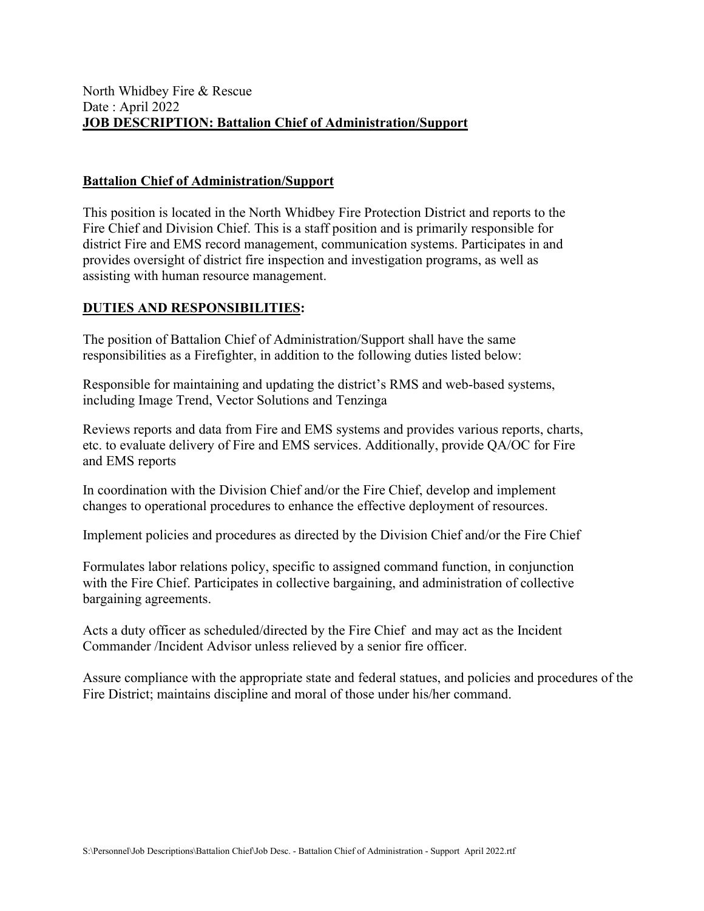North Whidbey Fire & Rescue
Date : April 2022
**JOB DESCRIPTION: Battalion Chief of Administration/Support**

## Battalion Chief of Administration/Support

This position is located in the North Whidbey Fire Protection District and reports to the Fire Chief and Division Chief. This is a staff position and is primarily responsible for district Fire and EMS record management, communication systems. Participates in and provides oversight of district fire inspection and investigation programs, as well as assisting with human resource management.

## DUTIES AND RESPONSIBILITIES:

The position of Battalion Chief of Administration/Support shall have the same responsibilities as a Firefighter, in addition to the following duties listed below:

Responsible for maintaining and updating the district's RMS and web-based systems, including Image Trend, Vector Solutions and Tenzinga

Reviews reports and data from Fire and EMS systems and provides various reports, charts, etc. to evaluate delivery of Fire and EMS services. Additionally, provide QA/OC for Fire and EMS reports

In coordination with the Division Chief and/or the Fire Chief, develop and implement changes to operational procedures to enhance the effective deployment of resources.

Implement policies and procedures as directed by the Division Chief and/or the Fire Chief

Formulates labor relations policy, specific to assigned command function, in conjunction with the Fire Chief. Participates in collective bargaining, and administration of collective bargaining agreements.

Acts a duty officer as scheduled/directed by the Fire Chief and may act as the Incident Commander /Incident Advisor unless relieved by a senior fire officer.

Assure compliance with the appropriate state and federal statues, and policies and procedures of the Fire District; maintains discipline and moral of those under his/her command.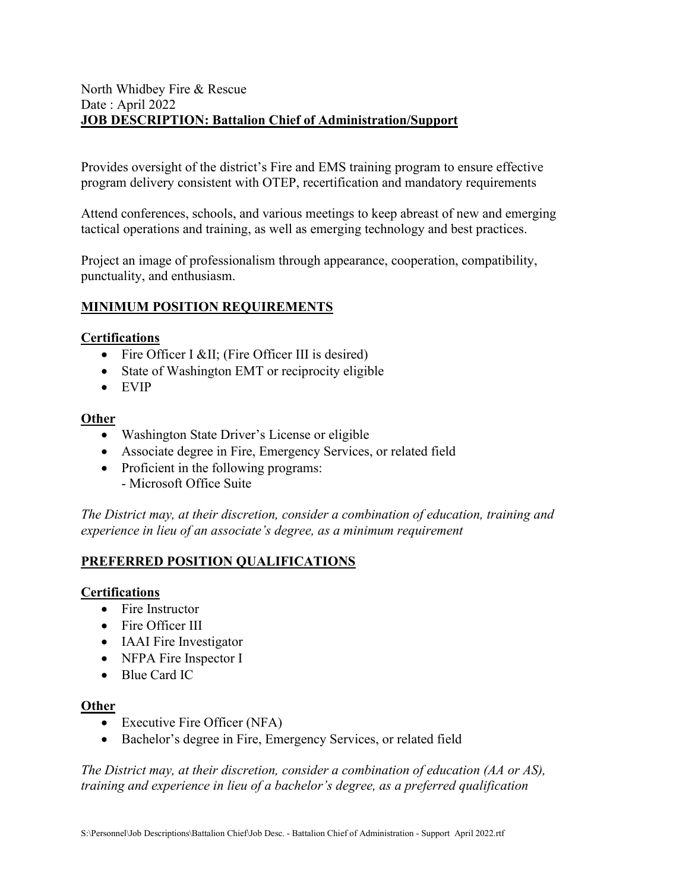North Whidbey Fire & Rescue
Date : April 2022
**JOB DESCRIPTION: Battalion Chief of Administration/Support**

Provides oversight of the district's Fire and EMS training program to ensure effective program delivery consistent with OTEP, recertification and mandatory requirements

Attend conferences, schools, and various meetings to keep abreast of new and emerging tactical operations and training, as well as emerging technology and best practices.

Project an image of professionalism through appearance, cooperation, compatibility, punctuality, and enthusiasm.

## MINIMUM POSITION REQUIREMENTS

### Certifications

- Fire Officer I &II; (Fire Officer III is desired)
- State of Washington EMT or reciprocity eligible
- EVIP

### Other

- Washington State Driver's License or eligible
- Associate degree in Fire, Emergency Services, or related field
- Proficient in the following programs:
  - Microsoft Office Suite

*The District may, at their discretion, consider a combination of education, training and experience in lieu of an associate's degree, as a minimum requirement*

## PREFERRED POSITION QUALIFICATIONS

### Certifications

- Fire Instructor
- Fire Officer III
- IAAI Fire Investigator
- NFPA Fire Inspector I
- Blue Card IC

### Other

- Executive Fire Officer (NFA)
- Bachelor's degree in Fire, Emergency Services, or related field

*The District may, at their discretion, consider a combination of education (AA or AS), training and experience in lieu of a bachelor's degree, as a preferred qualification*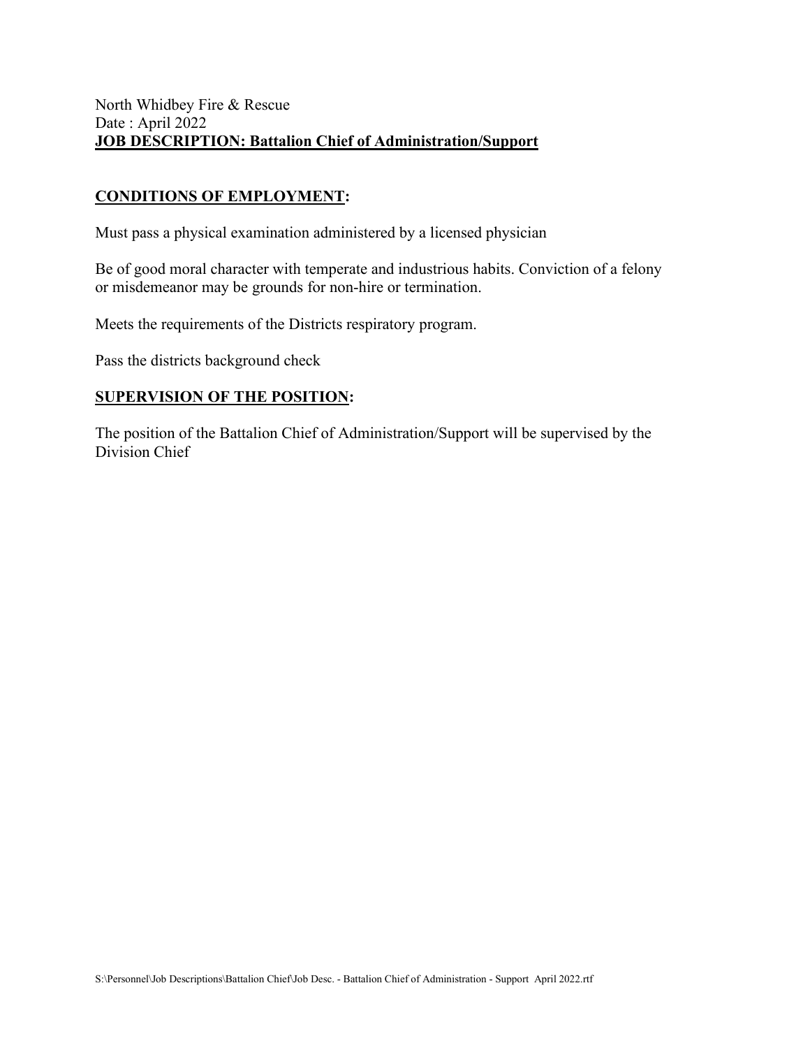North Whidbey Fire & Rescue
Date : April 2022
**JOB DESCRIPTION: Battalion Chief of Administration/Support**

## CONDITIONS OF EMPLOYMENT:

Must pass a physical examination administered by a licensed physician

Be of good moral character with temperate and industrious habits. Conviction of a felony or misdemeanor may be grounds for non-hire or termination.

Meets the requirements of the Districts respiratory program.

Pass the districts background check

## SUPERVISION OF THE POSITION:

The position of the Battalion Chief of Administration/Support will be supervised by the Division Chief

S:\Personnel\Job Descriptions\Battalion Chief\Job Desc. - Battalion Chief of Administration - Support April 2022.rtf